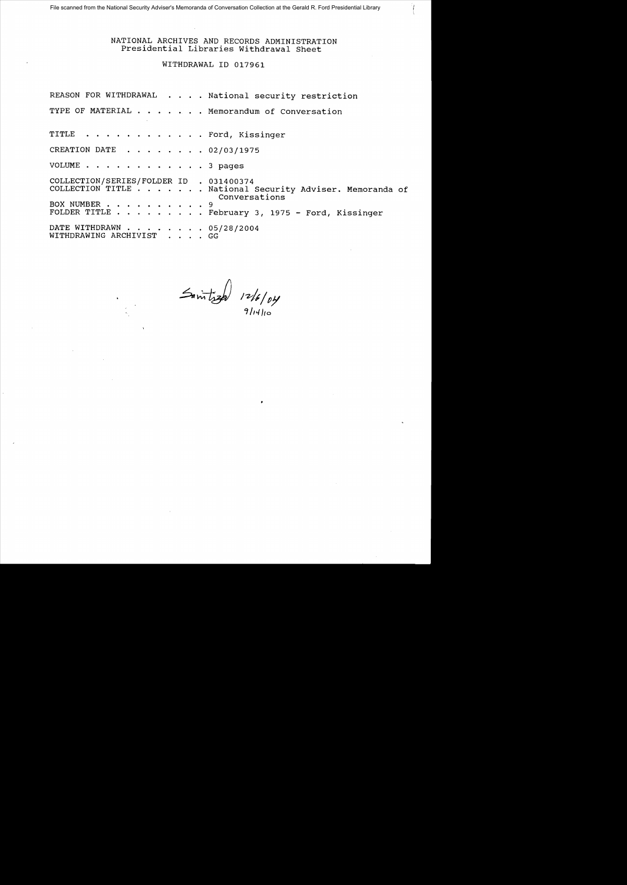File scanned from the National Security Adviser's Memoranda of Conversation Collection at the Gerald R. Ford Presidential Library

NATIONAL ARCHIVES AND RECORDS ADMINISTRATION
Presidential Libraries Withdrawal Sheet

WITHDRAWAL ID 017961

REASON FOR WITHDRAWAL . . . . National security restriction

TYPE OF MATERIAL . . . . . . . Memorandum of Conversation

TITLE . . . . . . . . . . . . Ford, Kissinger

CREATION DATE . . . . . . . . 02/03/1975

VOLUME . . . . . . . . . . . . 3 pages

COLLECTION/SERIES/FOLDER ID . 031400374
COLLECTION TITLE . . . . . . . National Security Adviser. Memoranda of Conversations
BOX NUMBER . . . . . . . . . . 9
FOLDER TITLE . . . . . . . . . February 3, 1975 - Ford, Kissinger

DATE WITHDRAWN . . . . . . . . 05/28/2004
WITHDRAWING ARCHIVIST . . . . GG

Sanitized 12/6/04
9/14/10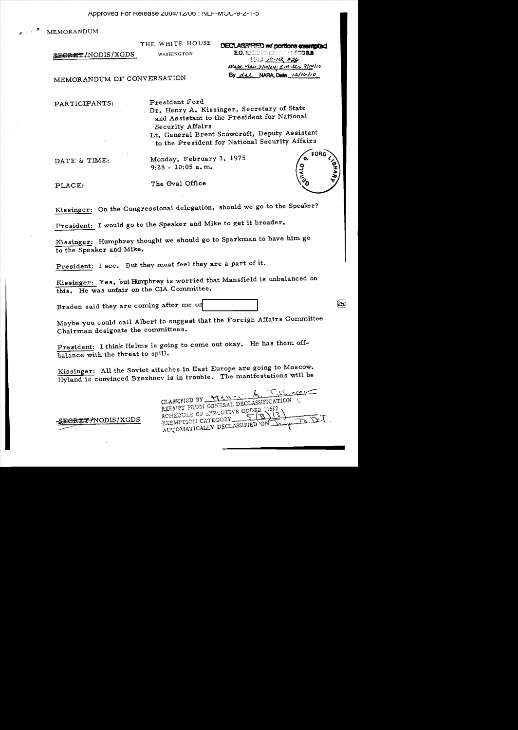MEMORANDUM

THE WHITE HOUSE

WASHINGTON

SECRET/NODIS/XGDS

DECLASSIFIED w/ portions exempted
E.O. 12958 (as amended) SEC 3.3
MR # 10-112; #26
State rev 3/10/04; CIA rev 9/14/10
By dal NARA, Date 12/16/10

MEMORANDUM OF CONVERSATION

PARTICIPANTS: President Ford
Dr. Henry A. Kissinger, Secretary of State and Assistant to the President for National Security Affairs
Lt. General Brent Scowcroft, Deputy Assistant to the President for National Security Affairs

DATE & TIME: Monday, February 3, 1975
9:28 - 10:05 a.m.

PLACE: The Oval Office

Kissinger: On the Congressional delegation, should we go to the Speaker?

President: I would go to the Speaker and Mike to get it broader.

Kissinger: Humphrey thought we should go to Sparkman to have him go to the Speaker and Mike.

President: I see. But they must feel they are a part of it.

Kissinger: Yes, but Humphrey is worried that Mansfield is unbalanced on this. He was unfair on the CIA Committee.

Braden said they are coming after me on [redacted] 25X

Maybe you could call Albert to suggest that the Foreign Affairs Committee Chairman designate the committees.

President: I think Helms is going to come out okay. He has them off-balance with the threat to spill.

Kissinger: All the Soviet attaches in East Europe are going to Moscow. Hyland is convinced Brezhnev is in trouble. The manifestations will be

SECRET/NODIS/XGDS

CLASSIFIED BY Henry A. Kissinger
EXEMPT FROM GENERAL DECLASSIFICATION SCHEDULE OF EXECUTIVE ORDER 11652
EXEMPTION CATEGORY 5(B)(3)
AUTOMATICALLY DECLASSIFIED ON Imp to Det.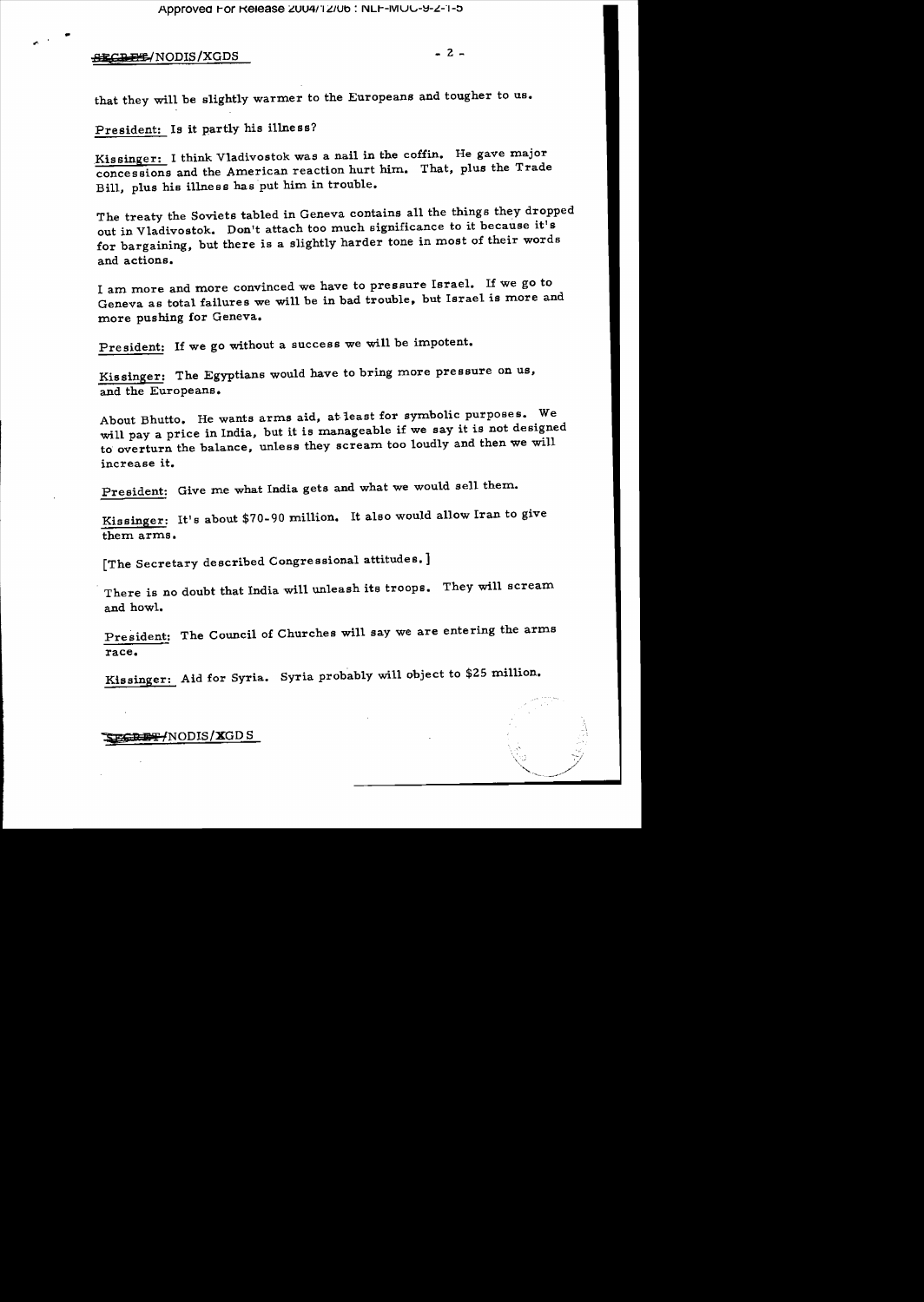that they will be slightly warmer to the Europeans and tougher to us.

President: Is it partly his illness?

Kissinger: I think Vladivostok was a nail in the coffin. He gave major concessions and the American reaction hurt him. That, plus the Trade Bill, plus his illness has put him in trouble.

The treaty the Soviets tabled in Geneva contains all the things they dropped out in Vladivostok. Don't attach too much significance to it because it's for bargaining, but there is a slightly harder tone in most of their words and actions.

I am more and more convinced we have to pressure Israel. If we go to Geneva as total failures we will be in bad trouble, but Israel is more and more pushing for Geneva.

President: If we go without a success we will be impotent.

Kissinger: The Egyptians would have to bring more pressure on us, and the Europeans.

About Bhutto. He wants arms aid, at least for symbolic purposes. We will pay a price in India, but it is manageable if we say it is not designed to overturn the balance, unless they scream too loudly and then we will increase it.

President: Give me what India gets and what we would sell them.

Kissinger: It's about $70-90 million. It also would allow Iran to give them arms.

[The Secretary described Congressional attitudes.]

There is no doubt that India will unleash its troops. They will scream and howl.

President: The Council of Churches will say we are entering the arms race.

Kissinger: Aid for Syria. Syria probably will object to $25 million.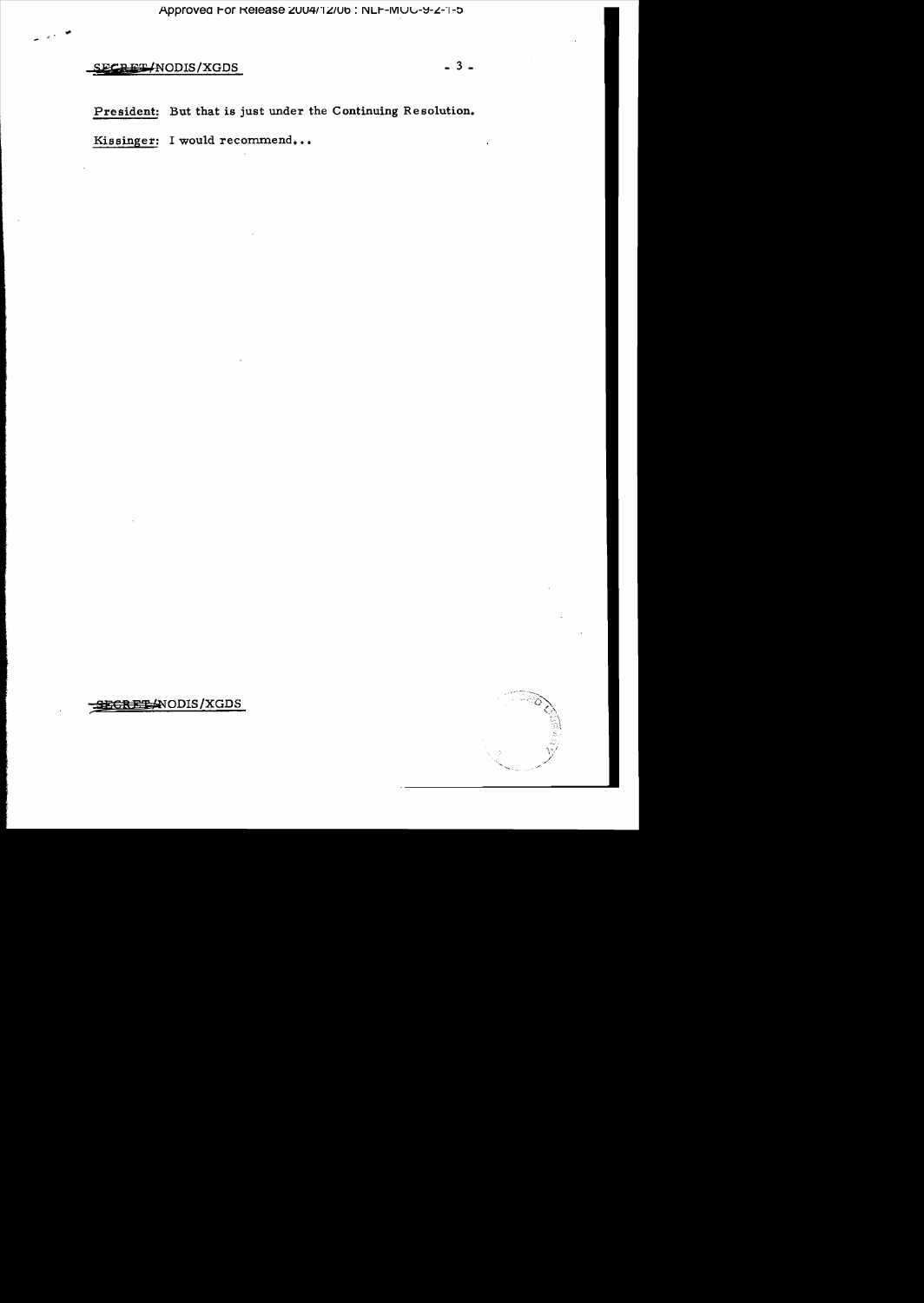**President:** But that is just under the Continuing Resolution.

**Kissinger:** I would recommend...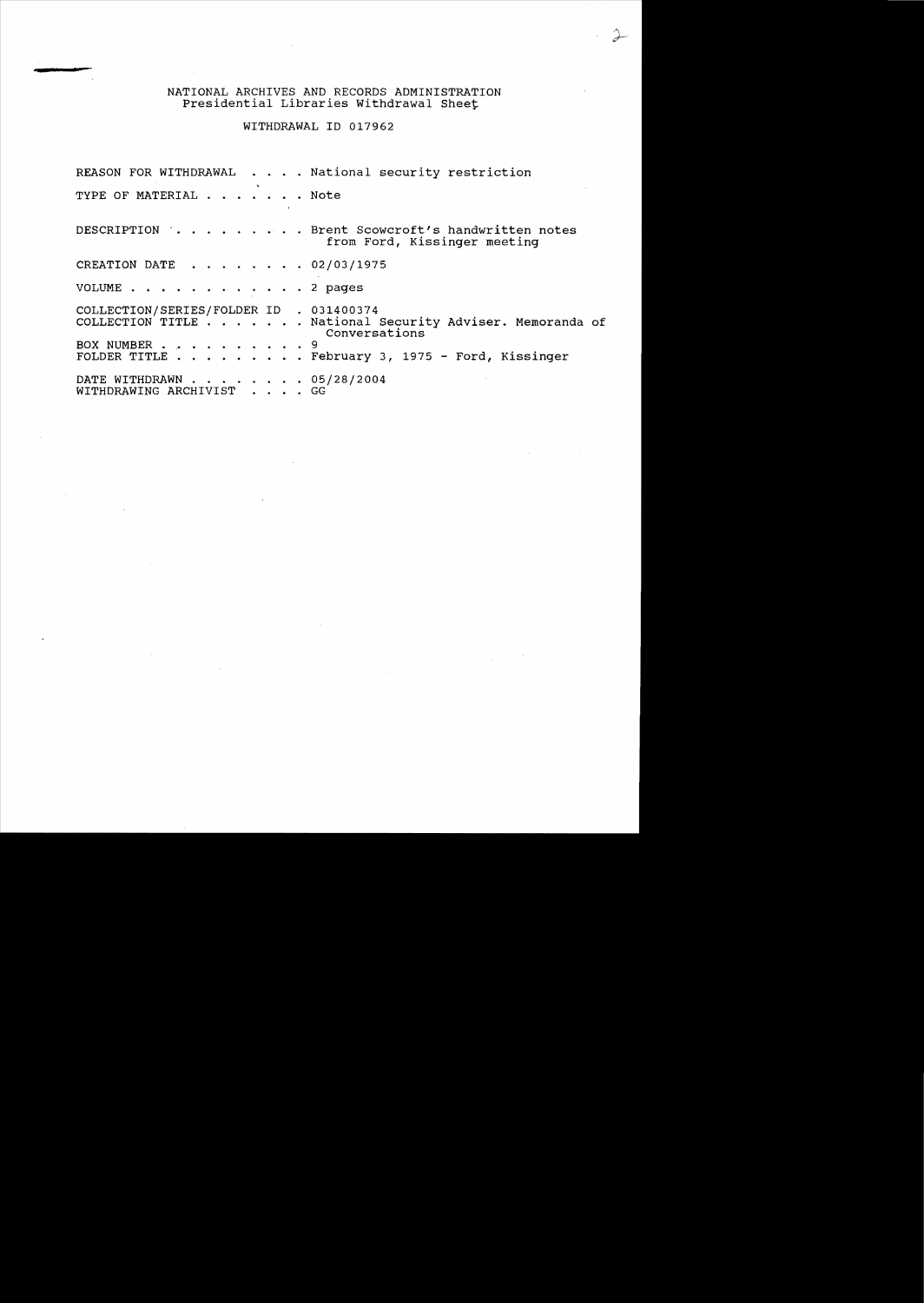NATIONAL ARCHIVES AND RECORDS ADMINISTRATION
Presidential Libraries Withdrawal Sheet

WITHDRAWAL ID 017962

REASON FOR WITHDRAWAL . . . . National security restriction

TYPE OF MATERIAL . . . . . . . Note

DESCRIPTION . . . . . . . . . Brent Scowcroft's handwritten notes from Ford, Kissinger meeting

CREATION DATE . . . . . . . . 02/03/1975

VOLUME . . . . . . . . . . . . 2 pages

COLLECTION/SERIES/FOLDER ID . 031400374
COLLECTION TITLE . . . . . . . National Security Adviser. Memoranda of Conversations
BOX NUMBER . . . . . . . . . . 9
FOLDER TITLE . . . . . . . . . February 3, 1975 - Ford, Kissinger

DATE WITHDRAWN . . . . . . . . 05/28/2004
WITHDRAWING ARCHIVIST . . . . GG